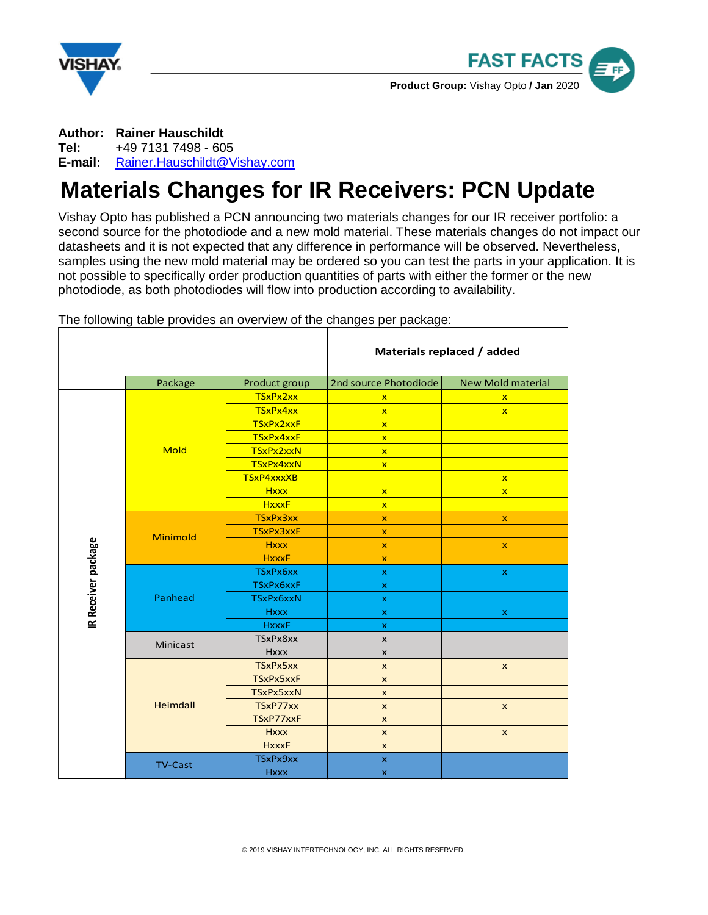**FAST FACTS**

**Product Group:** Vishay Opto **/ Jan** 2020

**Author:** **Rainer Hauschildt**
**Tel:** +49 7131 7498 - 605
**E-mail:** Rainer.Hauschildt@Vishay.com

# Materials Changes for IR Receivers: PCN Update

Vishay Opto has published a PCN announcing two materials changes for our IR receiver portfolio: a second source for the photodiode and a new mold material. These materials changes do not impact our datasheets and it is not expected that any difference in performance will be observed. Nevertheless, samples using the new mold material may be ordered so you can test the parts in your application. It is not possible to specifically order production quantities of parts with either the former or the new photodiode, as both photodiodes will flow into production according to availability.

The following table provides an overview of the changes per package:

| | | | Materials replaced / added | |
|---|---|---|---|---|
| | Package | Product group | 2nd source Photodiode | New Mold material |
| IR Receiver package | Mold | TSxPx2xx | x | x |
| | | TSxPx4xx | x | x |
| | | TSxPx2xxF | x | |
| | | TSxPx4xxF | x | |
| | | TSxPx2xxN | x | |
| | | TSxPx4xxN | x | |
| | | TSxP4xxxXB | | x |
| | | Hxxx | x | x |
| | | HxxxF | x | |
| | Minimold | TSxPx3xx | x | x |
| | | TSxPx3xxF | x | |
| | | Hxxx | x | x |
| | | HxxxF | x | |
| | Panhead | TSxPx6xx | x | x |
| | | TSxPx6xxF | x | |
| | | TSxPx6xxN | x | |
| | | Hxxx | x | x |
| | | HxxxF | x | |
| | Minicast | TSxPx8xx | x | |
| | | Hxxx | x | |
| | Heimdall | TSxPx5xx | x | x |
| | | TSxPx5xxF | x | |
| | | TSxPx5xxN | x | |
| | | TSxP77xx | x | x |
| | | TSxP77xxF | x | |
| | | Hxxx | x | x |
| | | HxxxF | x | |
| | TV-Cast | TSxPx9xx | x | |
| | | Hxxx | x | |

© 2019 VISHAY INTERTECHNOLOGY, INC. ALL RIGHTS RESERVED.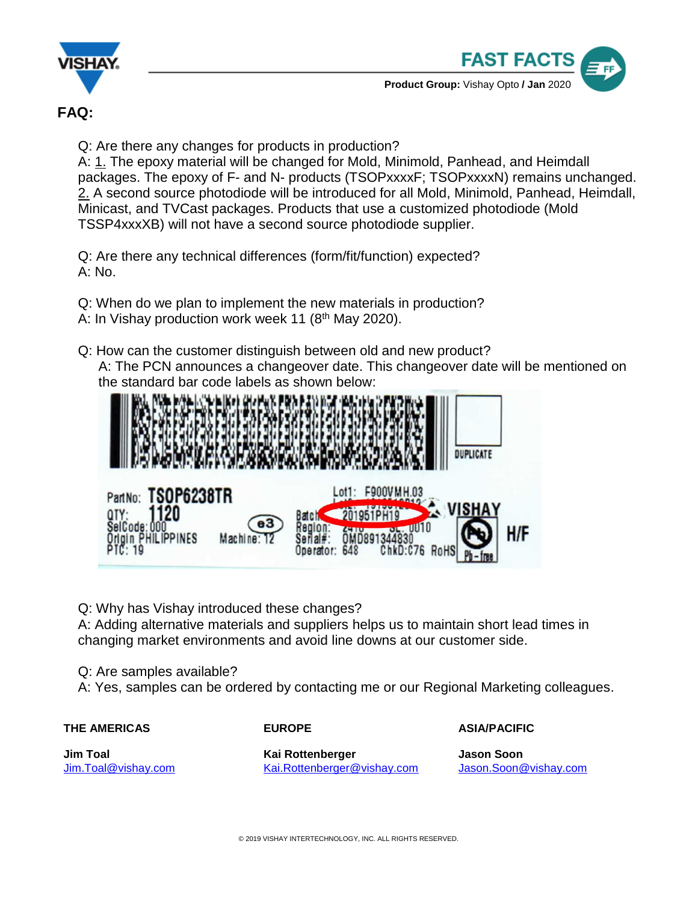## FAQ:

Q: Are there any changes for products in production?
A: 1. The epoxy material will be changed for Mold, Minimold, Panhead, and Heimdall packages. The epoxy of F- and N- products (TSOPxxxxF; TSOPxxxxN) remains unchanged.
2. A second source photodiode will be introduced for all Mold, Minimold, Panhead, Heimdall, Minicast, and TVCast packages. Products that use a customized photodiode (Mold TSSP4xxxXB) will not have a second source photodiode supplier.

Q: Are there any technical differences (form/fit/function) expected?
A: No.

Q: When do we plan to implement the new materials in production?
A: In Vishay production work week 11 (8th May 2020).

Q: How can the customer distinguish between old and new product?
A: The PCN announces a changeover date. This changeover date will be mentioned on the standard bar code labels as shown below:

Q: Why has Vishay introduced these changes?
A: Adding alternative materials and suppliers helps us to maintain short lead times in changing market environments and avoid line downs at our customer side.

Q: Are samples available?
A: Yes, samples can be ordered by contacting me or our Regional Marketing colleagues.

**THE AMERICAS**

**Jim Toal**
Jim.Toal@vishay.com

**EUROPE**

**Kai Rottenberger**
Kai.Rottenberger@vishay.com

**ASIA/PACIFIC**

**Jason Soon**
Jason.Soon@vishay.com

© 2019 VISHAY INTERTECHNOLOGY, INC. ALL RIGHTS RESERVED.